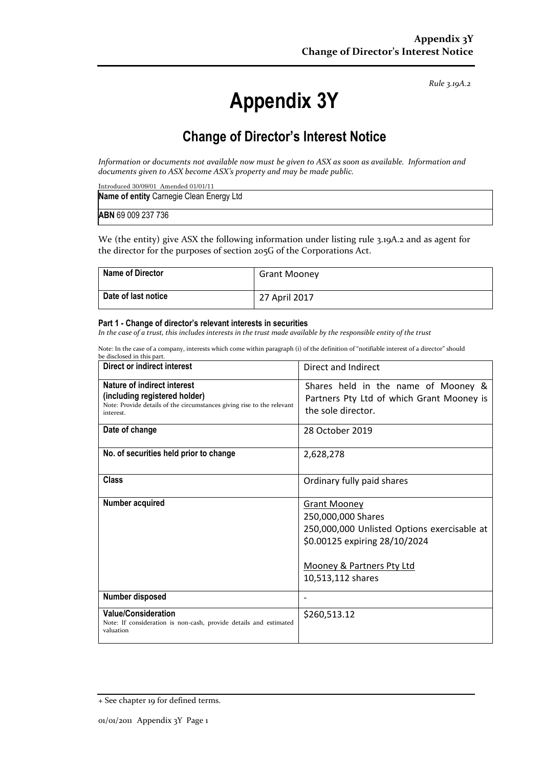*Rule 3.19A.2*

# Appendix 3Y

## Change of Director's Interest Notice

*Information or documents not available now must be given to ASX as soon as available. Information and documents given to ASX become ASX's property and may be made public.*

Introduced 30/09/01 Amended 01/01/11

| **Name of entity** Carnegie Clean Energy Ltd |
|---|
| **ABN** 69 009 237 736 |

We (the entity) give ASX the following information under listing rule 3.19A.2 and as agent for the director for the purposes of section 205G of the Corporations Act.

| **Name of Director** | Grant Mooney |
|---|---|
| **Date of last notice** | 27 April 2017 |

#### Part 1 - Change of director's relevant interests in securities

*In the case of a trust, this includes interests in the trust made available by the responsible entity of the trust*

Note: In the case of a company, interests which come within paragraph (i) of the definition of "notifiable interest of a director" should be disclosed in this part.

| **Direct or indirect interest** | Direct and Indirect |
|---|---|
| **Nature of indirect interest (including registered holder)**<br>Note: Provide details of the circumstances giving rise to the relevant interest. | Shares held in the name of Mooney & Partners Pty Ltd of which Grant Mooney is the sole director. |
| **Date of change** | 28 October 2019 |
| **No. of securities held prior to change** | 2,628,278 |
| **Class** | Ordinary fully paid shares |
| **Number acquired** | <u>Grant Mooney</u><br>250,000,000 Shares<br>250,000,000 Unlisted Options exercisable at \$0.00125 expiring 28/10/2024<br><br><u>Mooney & Partners Pty Ltd</u><br>10,513,112 shares |
| **Number disposed** | - |
| **Value/Consideration**<br>Note: If consideration is non-cash, provide details and estimated valuation | \$260,513.12 |

+ See chapter 19 for defined terms.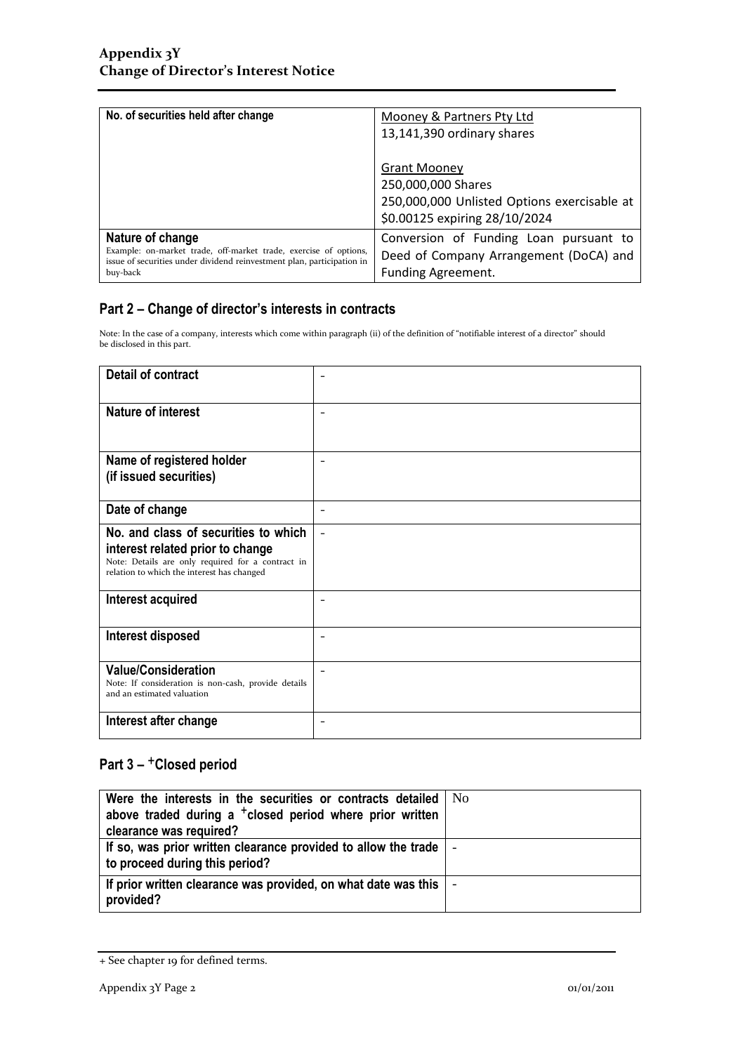| | |
|---|---|
| **No. of securities held after change** | Mooney & Partners Pty Ltd<br>13,141,390 ordinary shares<br><br>Grant Mooney<br>250,000,000 Shares<br>250,000,000 Unlisted Options exercisable at $0.00125 expiring 28/10/2024 |
| **Nature of change**<br>Example: on-market trade, off-market trade, exercise of options, issue of securities under dividend reinvestment plan, participation in buy-back | Conversion of Funding Loan pursuant to Deed of Company Arrangement (DoCA) and Funding Agreement. |

## Part 2 – Change of director's interests in contracts

Note: In the case of a company, interests which come within paragraph (ii) of the definition of "notifiable interest of a director" should be disclosed in this part.

| | |
|---|---|
| **Detail of contract** | - |
| **Nature of interest** | - |
| **Name of registered holder (if issued securities)** | - |
| **Date of change** | - |
| **No. and class of securities to which interest related prior to change**<br>Note: Details are only required for a contract in relation to which the interest has changed | - |
| **Interest acquired** | - |
| **Interest disposed** | - |
| **Value/Consideration**<br>Note: If consideration is non-cash, provide details and an estimated valuation | - |
| **Interest after change** | - |

## Part 3 – +Closed period

| | |
|---|---|
| **Were the interests in the securities or contracts detailed above traded during a +closed period where prior written clearance was required?** | No |
| **If so, was prior written clearance provided to allow the trade to proceed during this period?** | - |
| **If prior written clearance was provided, on what date was this provided?** | - |

+ See chapter 19 for defined terms.